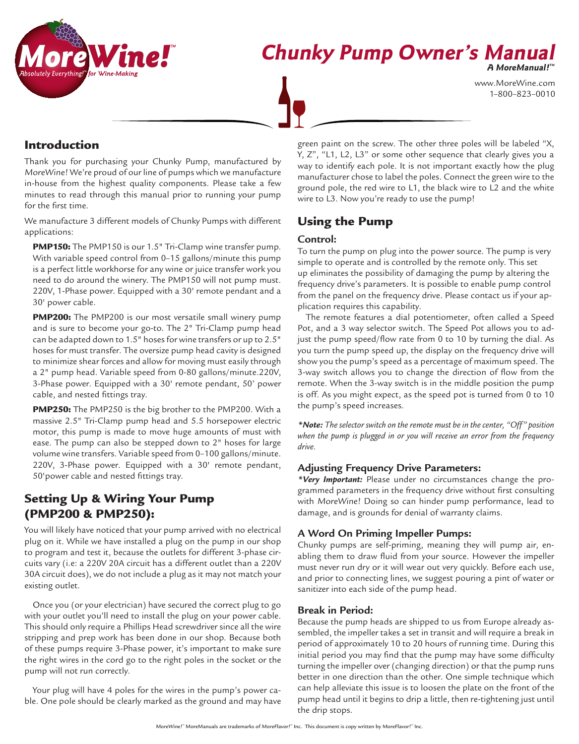# Chunky Pump Owner's Manual

**A MoreManual!™**

www.MoreWine.com
1–800–823–0010

## Introduction

Thank you for purchasing your Chunky Pump, manufactured by *MoreWine!* We're proud of our line of pumps which we manufacture in-house from the highest quality components. Please take a few minutes to read through this manual prior to running your pump for the first time.

We manufacture 3 different models of Chunky Pumps with different applications:

**PMP150:** The PMP150 is our 1.5" Tri-Clamp wine transfer pump. With variable speed control from 0–15 gallons/minute this pump is a perfect little workhorse for any wine or juice transfer work you need to do around the winery. The PMP150 will not pump must. 220V, 1-Phase power. Equipped with a 30' remote pendant and a 30' power cable.

**PMP200:** The PMP200 is our most versatile small winery pump and is sure to become your go-to. The 2" Tri-Clamp pump head can be adapted down to 1.5" hoses for wine transfers or up to 2.5" hoses for must transfer. The oversize pump head cavity is designed to minimize shear forces and allow for moving must easily through a 2" pump head. Variable speed from 0-80 gallons/minute.220V, 3-Phase power. Equipped with a 30' remote pendant, 50' power cable, and nested fittings tray.

**PMP250:** The PMP250 is the big brother to the PMP200. With a massive 2.5" Tri-Clamp pump head and 5.5 horsepower electric motor, this pump is made to move huge amounts of must with ease. The pump can also be stepped down to 2" hoses for large volume wine transfers. Variable speed from 0–100 gallons/minute. 220V, 3-Phase power. Equipped with a 30' remote pendant, 50'power cable and nested fittings tray.

## Setting Up & Wiring Your Pump (PMP200 & PMP250):

You will likely have noticed that your pump arrived with no electrical plug on it. While we have installed a plug on the pump in our shop to program and test it, because the outlets for different 3-phase circuits vary (i.e: a 220V 20A circuit has a different outlet than a 220V 30A circuit does), we do not include a plug as it may not match your existing outlet.

Once you (or your electrician) have secured the correct plug to go with your outlet you'll need to install the plug on your power cable. This should only require a Phillips Head screwdriver since all the wire stripping and prep work has been done in our shop. Because both of these pumps require 3-Phase power, it's important to make sure the right wires in the cord go to the right poles in the socket or the pump will not run correctly.

Your plug will have 4 poles for the wires in the pump's power cable. One pole should be clearly marked as the ground and may have green paint on the screw. The other three poles will be labeled "X, Y, Z", "L1, L2, L3" or some other sequence that clearly gives you a way to identify each pole. It is not important exactly how the plug manufacturer chose to label the poles. Connect the green wire to the ground pole, the red wire to L1, the black wire to L2 and the white wire to L3. Now you're ready to use the pump!

## Using the Pump

### Control:

To turn the pump on plug into the power source. The pump is very simple to operate and is controlled by the remote only. This set up eliminates the possibility of damaging the pump by altering the frequency drive's parameters. It is possible to enable pump control from the panel on the frequency drive. Please contact us if your application requires this capability.

The remote features a dial potentiometer, often called a Speed Pot, and a 3 way selector switch. The Speed Pot allows you to adjust the pump speed/flow rate from 0 to 10 by turning the dial. As you turn the pump speed up, the display on the frequency drive will show you the pump's speed as a percentage of maximum speed. The 3-way switch allows you to change the direction of flow from the remote. When the 3-way switch is in the middle position the pump is off. As you might expect, as the speed pot is turned from 0 to 10 the pump's speed increases.

****Note:** The selector switch on the remote must be in the center, "Off" position when the pump is plugged in or you will receive an error from the frequency drive.*

### Adjusting Frequency Drive Parameters:

***Very Important:*** Please under no circumstances change the programmed parameters in the frequency drive without first consulting with *MoreWine!* Doing so can hinder pump performance, lead to damage, and is grounds for denial of warranty claims.

### A Word On Priming Impeller Pumps:

Chunky pumps are self-priming, meaning they will pump air, enabling them to draw fluid from your source. However the impeller must never run dry or it will wear out very quickly. Before each use, and prior to connecting lines, we suggest pouring a pint of water or sanitizer into each side of the pump head.

### Break in Period:

Because the pump heads are shipped to us from Europe already assembled, the impeller takes a set in transit and will require a break in period of approximately 10 to 20 hours of running time. During this initial period you may find that the pump may have some difficulty turning the impeller over (changing direction) or that the pump runs better in one direction than the other. One simple technique which can help alleviate this issue is to loosen the plate on the front of the pump head until it begins to drip a little, then re-tightening just until the drip stops.

*MoreWine!*™ MoreManuals are trademarks of *MoreFlavor!*™ Inc. This document is copy written by *MoreFlavor!*™ Inc.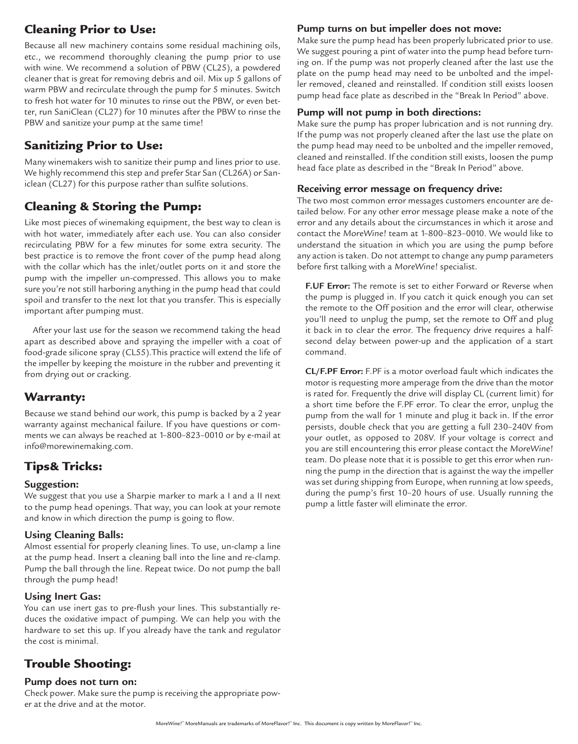## Cleaning Prior to Use:

Because all new machinery contains some residual machining oils, etc., we recommend thoroughly cleaning the pump prior to use with wine. We recommend a solution of PBW (CL25), a powdered cleaner that is great for removing debris and oil. Mix up 5 gallons of warm PBW and recirculate through the pump for 5 minutes. Switch to fresh hot water for 10 minutes to rinse out the PBW, or even better, run SaniClean (CL27) for 10 minutes after the PBW to rinse the PBW and sanitize your pump at the same time!

## Sanitizing Prior to Use:

Many winemakers wish to sanitize their pump and lines prior to use. We highly recommend this step and prefer Star San (CL26A) or Saniclean (CL27) for this purpose rather than sulfite solutions.

## Cleaning & Storing the Pump:

Like most pieces of winemaking equipment, the best way to clean is with hot water, immediately after each use. You can also consider recirculating PBW for a few minutes for some extra security. The best practice is to remove the front cover of the pump head along with the collar which has the inlet/outlet ports on it and store the pump with the impeller un-compressed. This allows you to make sure you're not still harboring anything in the pump head that could spoil and transfer to the next lot that you transfer. This is especially important after pumping must.

After your last use for the season we recommend taking the head apart as described above and spraying the impeller with a coat of food-grade silicone spray (CL55).This practice will extend the life of the impeller by keeping the moisture in the rubber and preventing it from drying out or cracking.

## Warranty:

Because we stand behind our work, this pump is backed by a 2 year warranty against mechanical failure. If you have questions or comments we can always be reached at 1–800–823–0010 or by e-mail at info@morewinemaking.com.

## Tips& Tricks:

### Suggestion:

We suggest that you use a Sharpie marker to mark a I and a II next to the pump head openings. That way, you can look at your remote and know in which direction the pump is going to flow.

### Using Cleaning Balls:

Almost essential for properly cleaning lines. To use, un-clamp a line at the pump head. Insert a cleaning ball into the line and re-clamp. Pump the ball through the line. Repeat twice. Do not pump the ball through the pump head!

### Using Inert Gas:

You can use inert gas to pre-flush your lines. This substantially reduces the oxidative impact of pumping. We can help you with the hardware to set this up. If you already have the tank and regulator the cost is minimal.

## Trouble Shooting:

### Pump does not turn on:

Check power. Make sure the pump is receiving the appropriate power at the drive and at the motor.

### Pump turns on but impeller does not move:

Make sure the pump head has been properly lubricated prior to use. We suggest pouring a pint of water into the pump head before turning on. If the pump was not properly cleaned after the last use the plate on the pump head may need to be unbolted and the impeller removed, cleaned and reinstalled. If condition still exists loosen pump head face plate as described in the "Break In Period" above.

### Pump will not pump in both directions:

Make sure the pump has proper lubrication and is not running dry. If the pump was not properly cleaned after the last use the plate on the pump head may need to be unbolted and the impeller removed, cleaned and reinstalled. If the condition still exists, loosen the pump head face plate as described in the "Break In Period" above.

### Receiving error message on frequency drive:

The two most common error messages customers encounter are detailed below. For any other error message please make a note of the error and any details about the circumstances in which it arose and contact the *MoreWine!* team at 1–800–823–0010. We would like to understand the situation in which you are using the pump before any action is taken. Do not attempt to change any pump parameters before first talking with a *MoreWine!* specialist.

**F.UF Error:** The remote is set to either Forward or Reverse when the pump is plugged in. If you catch it quick enough you can set the remote to the Off position and the error will clear, otherwise you'll need to unplug the pump, set the remote to Off and plug it back in to clear the error. The frequency drive requires a half-second delay between power-up and the application of a start command.

**CL/F.PF Error:** F.PF is a motor overload fault which indicates the motor is requesting more amperage from the drive than the motor is rated for. Frequently the drive will display CL (current limit) for a short time before the F.PF error. To clear the error, unplug the pump from the wall for 1 minute and plug it back in. If the error persists, double check that you are getting a full 230–240V from your outlet, as opposed to 208V. If your voltage is correct and you are still encountering this error please contact the *MoreWine!* team. Do please note that it is possible to get this error when running the pump in the direction that is against the way the impeller was set during shipping from Europe, when running at low speeds, during the pump's first 10–20 hours of use. Usually running the pump a little faster will eliminate the error.

MoreWine!™ MoreManuals are trademarks of MoreFlavor!™ Inc. This document is copy written by MoreFlavor!™ Inc.